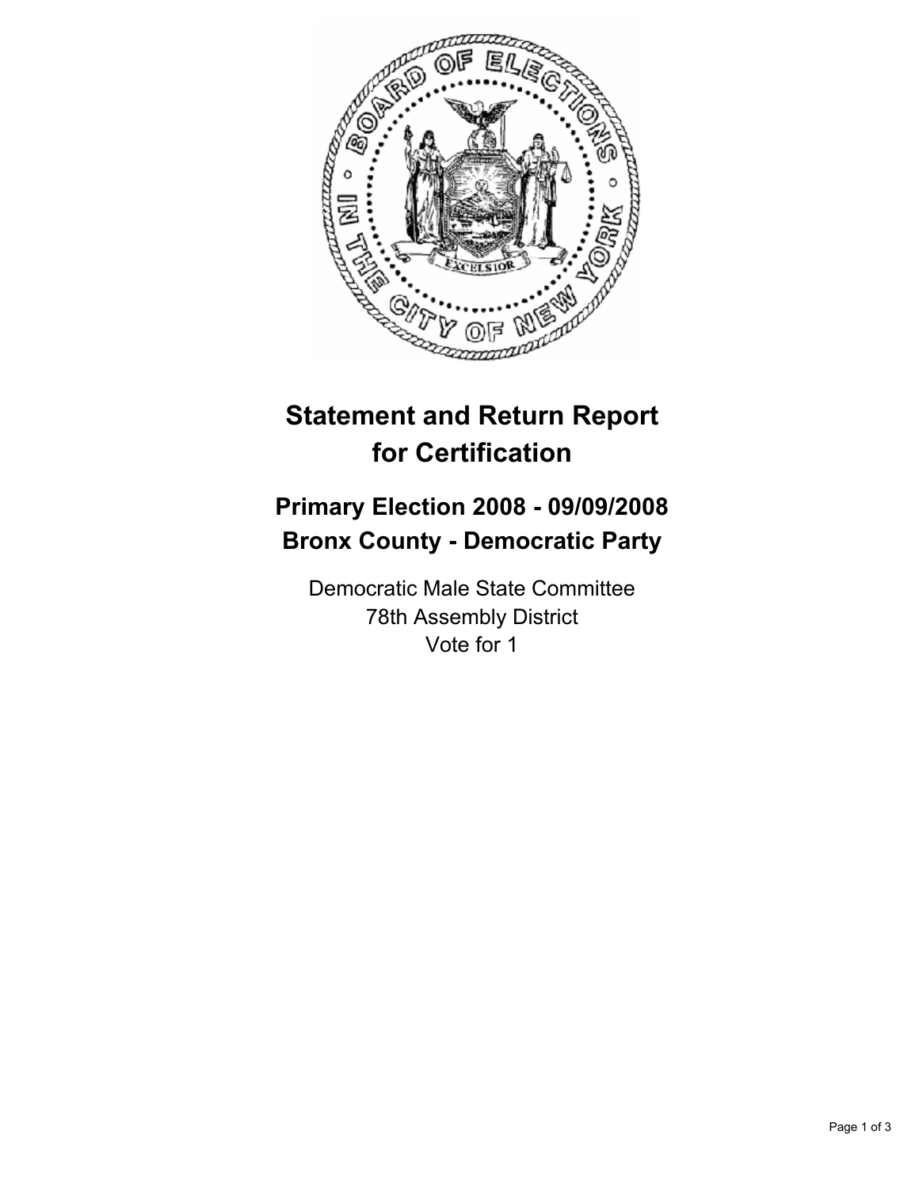# Statement and Return Report for Certification

## Primary Election 2008 - 09/09/2008
## Bronx County - Democratic Party

Democratic Male State Committee
78th Assembly District
Vote for 1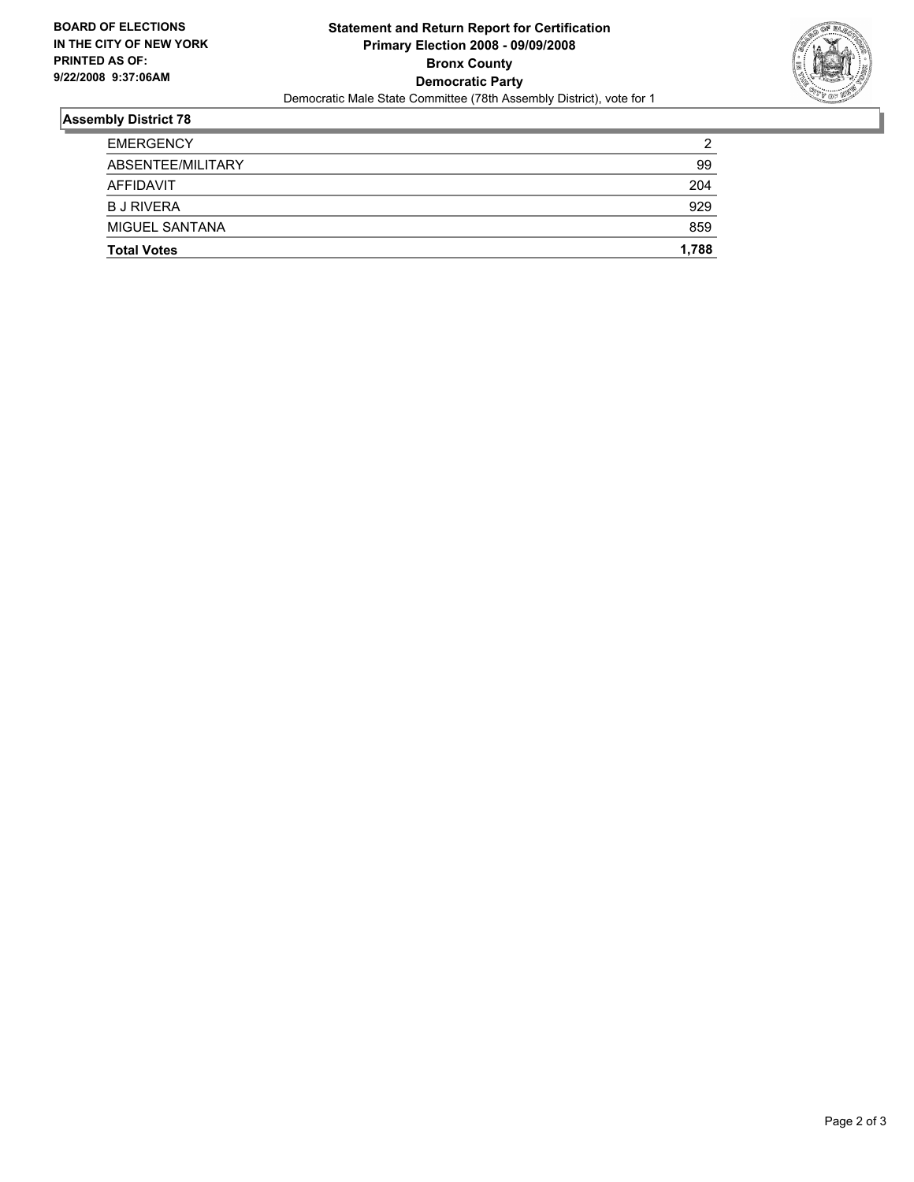**BOARD OF ELECTIONS IN THE CITY OF NEW YORK PRINTED AS OF: 9/22/2008 9:37:06AM**

**Statement and Return Report for Certification**
**Primary Election 2008 - 09/09/2008**
**Bronx County**
**Democratic Party**
Democratic Male State Committee (78th Assembly District), vote for 1

## Assembly District 78

| | |
|---|---|
| EMERGENCY | 2 |
| ABSENTEE/MILITARY | 99 |
| AFFIDAVIT | 204 |
| B J RIVERA | 929 |
| MIGUEL SANTANA | 859 |
| **Total Votes** | **1,788** |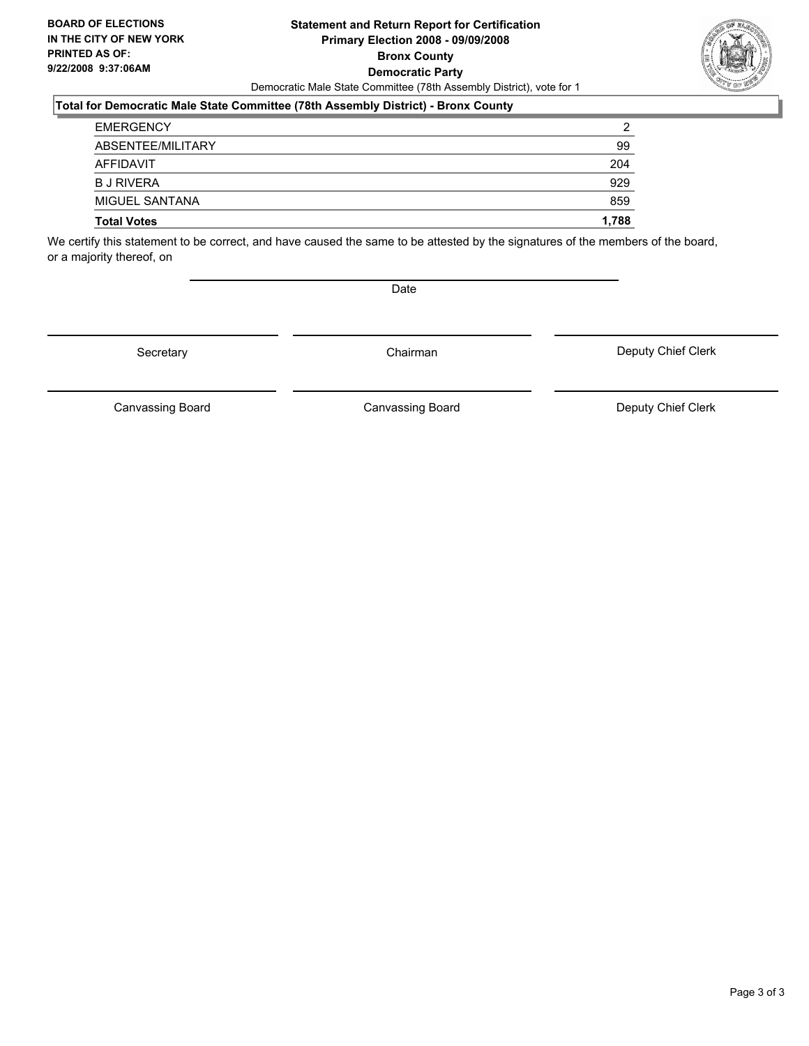**BOARD OF ELECTIONS IN THE CITY OF NEW YORK PRINTED AS OF: 9/22/2008 9:37:06AM**

**Statement and Return Report for Certification**
**Primary Election 2008 - 09/09/2008**
**Bronx County**
**Democratic Party**
Democratic Male State Committee (78th Assembly District), vote for 1

**Total for Democratic Male State Committee (78th Assembly District) - Bronx County**

| | |
|---|---|
| EMERGENCY | 2 |
| ABSENTEE/MILITARY | 99 |
| AFFIDAVIT | 204 |
| B J RIVERA | 929 |
| MIGUEL SANTANA | 859 |
| **Total Votes** | **1,788** |

We certify this statement to be correct, and have caused the same to be attested by the signatures of the members of the board, or a majority thereof, on

Date

Secretary | Chairman | Deputy Chief Clerk

Canvassing Board | Canvassing Board | Deputy Chief Clerk